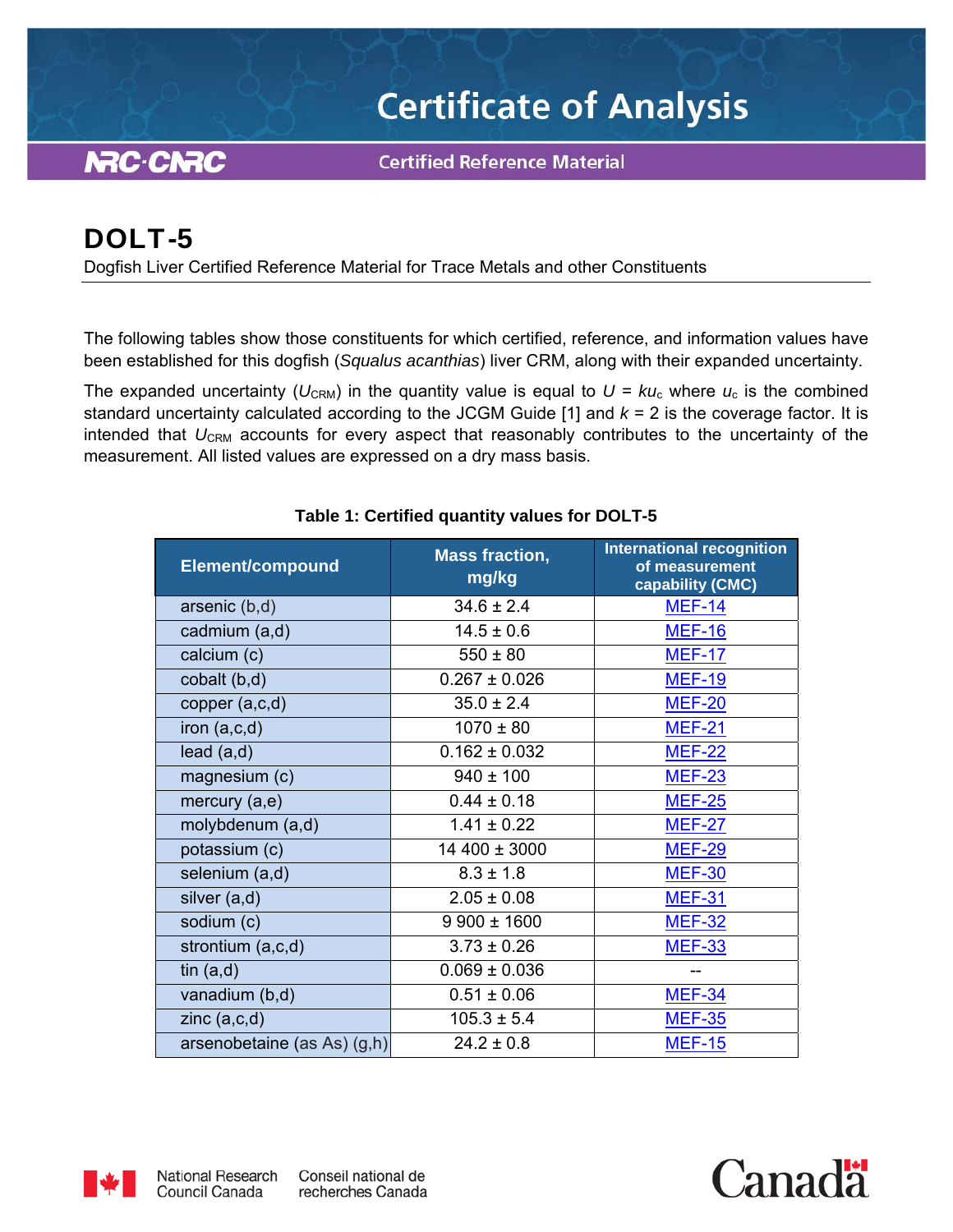# Certificate of Analysis

NRC·CNRC — Certified Reference Material

## DOLT-5

Dogfish Liver Certified Reference Material for Trace Metals and other Constituents

The following tables show those constituents for which certified, reference, and information values have been established for this dogfish (*Squalus acanthias*) liver CRM, along with their expanded uncertainty.

The expanded uncertainty ($U_{CRM}$) in the quantity value is equal to $U = ku_c$ where $u_c$ is the combined standard uncertainty calculated according to the JCGM Guide [1] and $k = 2$ is the coverage factor. It is intended that $U_{CRM}$ accounts for every aspect that reasonably contributes to the uncertainty of the measurement. All listed values are expressed on a dry mass basis.

**Table 1: Certified quantity values for DOLT-5**

| Element/compound | Mass fraction, mg/kg | International recognition of measurement capability (CMC) |
|---|---|---|
| arsenic (b,d) | 34.6 ± 2.4 | MEF-14 |
| cadmium (a,d) | 14.5 ± 0.6 | MEF-16 |
| calcium (c) | 550 ± 80 | MEF-17 |
| cobalt (b,d) | 0.267 ± 0.026 | MEF-19 |
| copper (a,c,d) | 35.0 ± 2.4 | MEF-20 |
| iron (a,c,d) | 1070 ± 80 | MEF-21 |
| lead (a,d) | 0.162 ± 0.032 | MEF-22 |
| magnesium (c) | 940 ± 100 | MEF-23 |
| mercury (a,e) | 0.44 ± 0.18 | MEF-25 |
| molybdenum (a,d) | 1.41 ± 0.22 | MEF-27 |
| potassium (c) | 14 400 ± 3000 | MEF-29 |
| selenium (a,d) | 8.3 ± 1.8 | MEF-30 |
| silver (a,d) | 2.05 ± 0.08 | MEF-31 |
| sodium (c) | 9 900 ± 1600 | MEF-32 |
| strontium (a,c,d) | 3.73 ± 0.26 | MEF-33 |
| tin (a,d) | 0.069 ± 0.036 | -- |
| vanadium (b,d) | 0.51 ± 0.06 | MEF-34 |
| zinc (a,c,d) | 105.3 ± 5.4 | MEF-35 |
| arsenobetaine (as As) (g,h) | 24.2 ± 0.8 | MEF-15 |

National Research Council Canada — Conseil national de recherches Canada

Canada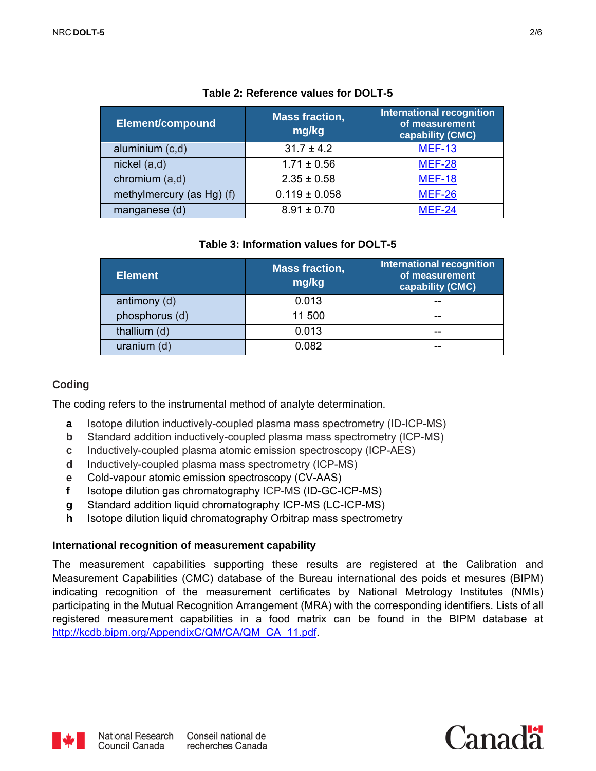**Table 2: Reference values for DOLT-5**

| Element/compound | Mass fraction, mg/kg | International recognition of measurement capability (CMC) |
|---|---|---|
| aluminium (c,d) | 31.7 ± 4.2 | MEF-13 |
| nickel (a,d) | 1.71 ± 0.56 | MEF-28 |
| chromium (a,d) | 2.35 ± 0.58 | MEF-18 |
| methylmercury (as Hg) (f) | 0.119 ± 0.058 | MEF-26 |
| manganese (d) | 8.91 ± 0.70 | MEF-24 |

**Table 3: Information values for DOLT-5**

| Element | Mass fraction, mg/kg | International recognition of measurement capability (CMC) |
|---|---|---|
| antimony (d) | 0.013 | -- |
| phosphorus (d) | 11 500 | -- |
| thallium (d) | 0.013 | -- |
| uranium (d) | 0.082 | -- |

### Coding

The coding refers to the instrumental method of analyte determination.

- **a** Isotope dilution inductively-coupled plasma mass spectrometry (ID-ICP-MS)
- **b** Standard addition inductively-coupled plasma mass spectrometry (ICP-MS)
- **c** Inductively-coupled plasma atomic emission spectroscopy (ICP-AES)
- **d** Inductively-coupled plasma mass spectrometry (ICP-MS)
- **e** Cold-vapour atomic emission spectroscopy (CV-AAS)
- **f** Isotope dilution gas chromatography ICP-MS (ID-GC-ICP-MS)
- **g** Standard addition liquid chromatography ICP-MS (LC-ICP-MS)
- **h** Isotope dilution liquid chromatography Orbitrap mass spectrometry

### International recognition of measurement capability

The measurement capabilities supporting these results are registered at the Calibration and Measurement Capabilities (CMC) database of the Bureau international des poids et mesures (BIPM) indicating recognition of the measurement certificates by National Metrology Institutes (NMIs) participating in the Mutual Recognition Arrangement (MRA) with the corresponding identifiers. Lists of all registered measurement capabilities in a food matrix can be found in the BIPM database at http://kcdb.bipm.org/AppendixC/QM/CA/QM_CA_11.pdf.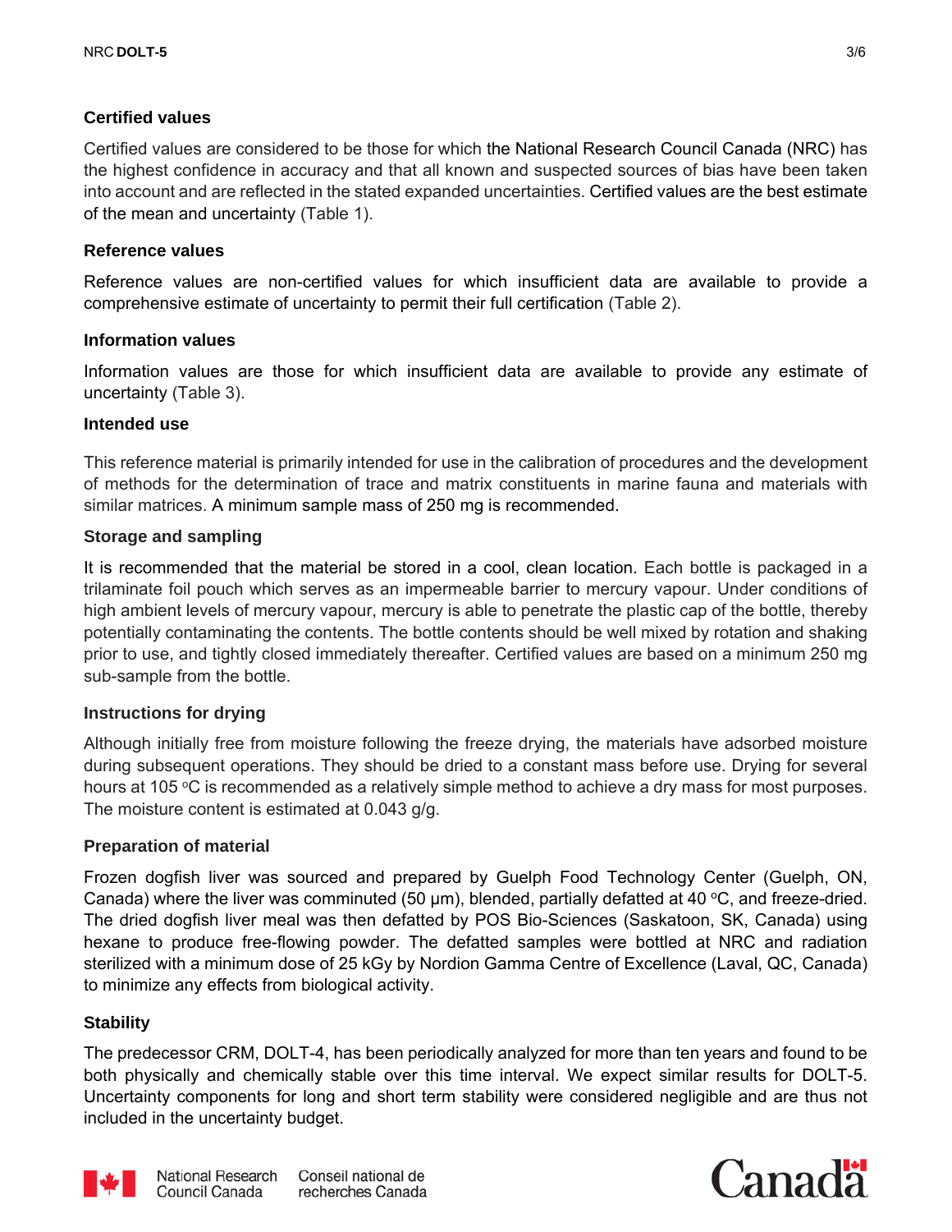### Certified values

Certified values are considered to be those for which the National Research Council Canada (NRC) has the highest confidence in accuracy and that all known and suspected sources of bias have been taken into account and are reflected in the stated expanded uncertainties. Certified values are the best estimate of the mean and uncertainty (Table 1).

### Reference values

Reference values are non-certified values for which insufficient data are available to provide a comprehensive estimate of uncertainty to permit their full certification (Table 2).

### Information values

Information values are those for which insufficient data are available to provide any estimate of uncertainty (Table 3).

### Intended use

This reference material is primarily intended for use in the calibration of procedures and the development of methods for the determination of trace and matrix constituents in marine fauna and materials with similar matrices. A minimum sample mass of 250 mg is recommended.

### Storage and sampling

It is recommended that the material be stored in a cool, clean location. Each bottle is packaged in a trilaminate foil pouch which serves as an impermeable barrier to mercury vapour. Under conditions of high ambient levels of mercury vapour, mercury is able to penetrate the plastic cap of the bottle, thereby potentially contaminating the contents. The bottle contents should be well mixed by rotation and shaking prior to use, and tightly closed immediately thereafter. Certified values are based on a minimum 250 mg sub-sample from the bottle.

### Instructions for drying

Although initially free from moisture following the freeze drying, the materials have adsorbed moisture during subsequent operations. They should be dried to a constant mass before use. Drying for several hours at 105 °C is recommended as a relatively simple method to achieve a dry mass for most purposes. The moisture content is estimated at 0.043 g/g.

### Preparation of material

Frozen dogfish liver was sourced and prepared by Guelph Food Technology Center (Guelph, ON, Canada) where the liver was comminuted (50 µm), blended, partially defatted at 40 °C, and freeze-dried. The dried dogfish liver meal was then defatted by POS Bio-Sciences (Saskatoon, SK, Canada) using hexane to produce free-flowing powder. The defatted samples were bottled at NRC and radiation sterilized with a minimum dose of 25 kGy by Nordion Gamma Centre of Excellence (Laval, QC, Canada) to minimize any effects from biological activity.

### Stability

The predecessor CRM, DOLT-4, has been periodically analyzed for more than ten years and found to be both physically and chemically stable over this time interval. We expect similar results for DOLT-5. Uncertainty components for long and short term stability were considered negligible and are thus not included in the uncertainty budget.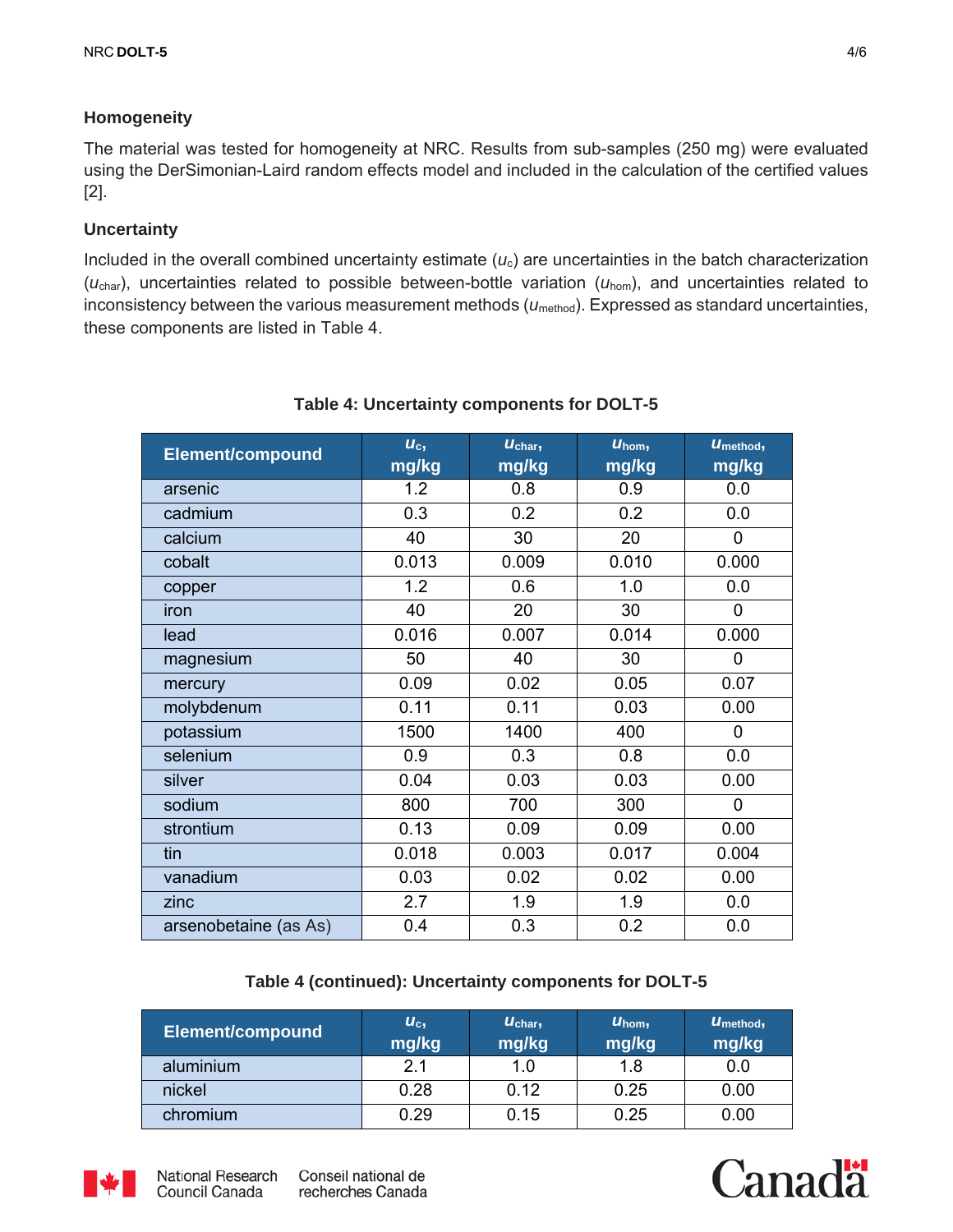### Homogeneity

The material was tested for homogeneity at NRC. Results from sub-samples (250 mg) were evaluated using the DerSimonian-Laird random effects model and included in the calculation of the certified values [2].

### Uncertainty

Included in the overall combined uncertainty estimate ($u_c$) are uncertainties in the batch characterization ($u_{char}$), uncertainties related to possible between-bottle variation ($u_{hom}$), and uncertainties related to inconsistency between the various measurement methods ($u_{method}$). Expressed as standard uncertainties, these components are listed in Table 4.

**Table 4: Uncertainty components for DOLT-5**

| Element/compound | $u_c$, mg/kg | $u_{char}$, mg/kg | $u_{hom}$, mg/kg | $u_{method}$, mg/kg |
|---|---|---|---|---|
| arsenic | 1.2 | 0.8 | 0.9 | 0.0 |
| cadmium | 0.3 | 0.2 | 0.2 | 0.0 |
| calcium | 40 | 30 | 20 | 0 |
| cobalt | 0.013 | 0.009 | 0.010 | 0.000 |
| copper | 1.2 | 0.6 | 1.0 | 0.0 |
| iron | 40 | 20 | 30 | 0 |
| lead | 0.016 | 0.007 | 0.014 | 0.000 |
| magnesium | 50 | 40 | 30 | 0 |
| mercury | 0.09 | 0.02 | 0.05 | 0.07 |
| molybdenum | 0.11 | 0.11 | 0.03 | 0.00 |
| potassium | 1500 | 1400 | 400 | 0 |
| selenium | 0.9 | 0.3 | 0.8 | 0.0 |
| silver | 0.04 | 0.03 | 0.03 | 0.00 |
| sodium | 800 | 700 | 300 | 0 |
| strontium | 0.13 | 0.09 | 0.09 | 0.00 |
| tin | 0.018 | 0.003 | 0.017 | 0.004 |
| vanadium | 0.03 | 0.02 | 0.02 | 0.00 |
| zinc | 2.7 | 1.9 | 1.9 | 0.0 |
| arsenobetaine (as As) | 0.4 | 0.3 | 0.2 | 0.0 |

**Table 4 (continued): Uncertainty components for DOLT-5**

| Element/compound | $u_c$, mg/kg | $u_{char}$, mg/kg | $u_{hom}$, mg/kg | $u_{method}$, mg/kg |
|---|---|---|---|---|
| aluminium | 2.1 | 1.0 | 1.8 | 0.0 |
| nickel | 0.28 | 0.12 | 0.25 | 0.00 |
| chromium | 0.29 | 0.15 | 0.25 | 0.00 |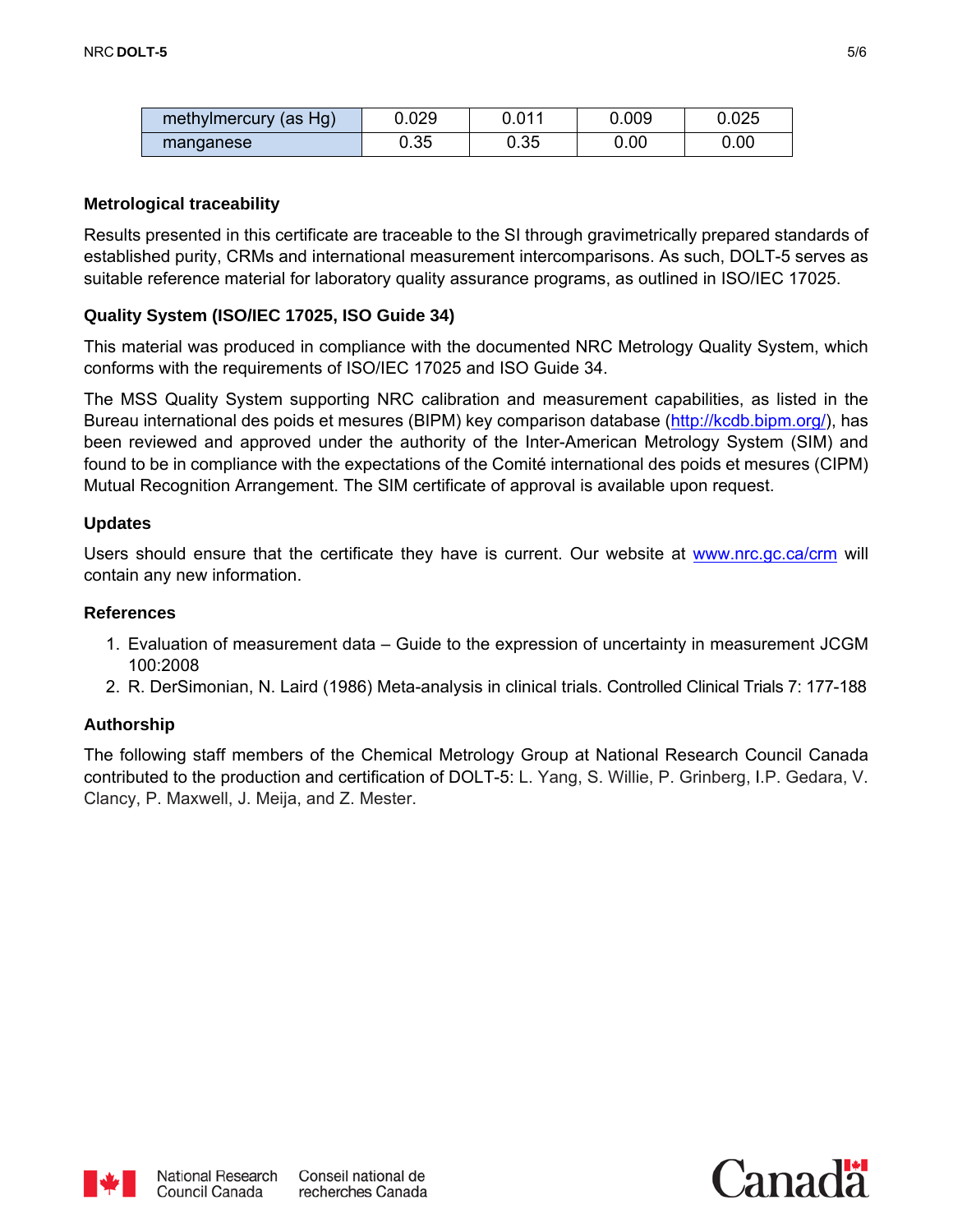| | | | | |
|---|---|---|---|---|
| methylmercury (as Hg) | 0.029 | 0.011 | 0.009 | 0.025 |
| manganese | 0.35 | 0.35 | 0.00 | 0.00 |

**Metrological traceability**

Results presented in this certificate are traceable to the SI through gravimetrically prepared standards of established purity, CRMs and international measurement intercomparisons. As such, DOLT-5 serves as suitable reference material for laboratory quality assurance programs, as outlined in ISO/IEC 17025.

**Quality System (ISO/IEC 17025, ISO Guide 34)**

This material was produced in compliance with the documented NRC Metrology Quality System, which conforms with the requirements of ISO/IEC 17025 and ISO Guide 34.

The MSS Quality System supporting NRC calibration and measurement capabilities, as listed in the Bureau international des poids et mesures (BIPM) key comparison database (http://kcdb.bipm.org/), has been reviewed and approved under the authority of the Inter-American Metrology System (SIM) and found to be in compliance with the expectations of the Comité international des poids et mesures (CIPM) Mutual Recognition Arrangement. The SIM certificate of approval is available upon request.

**Updates**

Users should ensure that the certificate they have is current. Our website at www.nrc.gc.ca/crm will contain any new information.

**References**

1. Evaluation of measurement data – Guide to the expression of uncertainty in measurement JCGM 100:2008
2. R. DerSimonian, N. Laird (1986) Meta-analysis in clinical trials. Controlled Clinical Trials 7: 177-188

**Authorship**

The following staff members of the Chemical Metrology Group at National Research Council Canada contributed to the production and certification of DOLT-5: L. Yang, S. Willie, P. Grinberg, I.P. Gedara, V. Clancy, P. Maxwell, J. Meija, and Z. Mester.

National Research Council Canada Conseil national de recherches Canada

Canada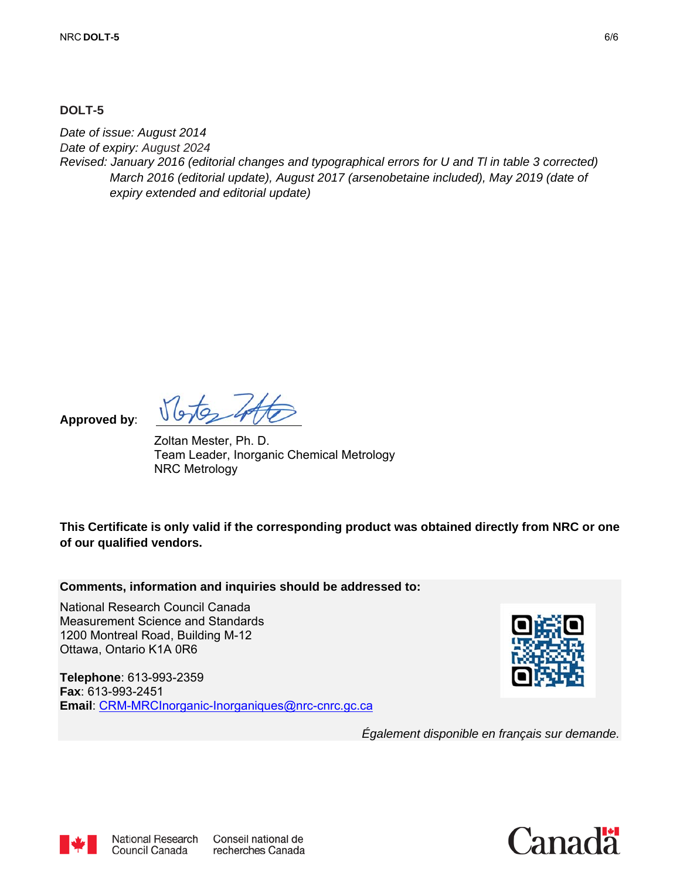**DOLT-5**

*Date of issue: August 2014*
*Date of expiry: August 2024*
*Revised: January 2016 (editorial changes and typographical errors for U and Tl in table 3 corrected) March 2016 (editorial update), August 2017 (arsenobetaine included), May 2019 (date of expiry extended and editorial update)*

**Approved by**:

Zoltan Mester, Ph. D.
Team Leader, Inorganic Chemical Metrology
NRC Metrology

**This Certificate is only valid if the corresponding product was obtained directly from NRC or one of our qualified vendors.**

**Comments, information and inquiries should be addressed to:**

National Research Council Canada
Measurement Science and Standards
1200 Montreal Road, Building M-12
Ottawa, Ontario K1A 0R6

**Telephone**: 613-993-2359
**Fax**: 613-993-2451
**Email**: CRM-MRCInorganic-Inorganiques@nrc-cnrc.gc.ca

*Également disponible en français sur demande.*

National Research Council Canada / Conseil national de recherches Canada

Canada